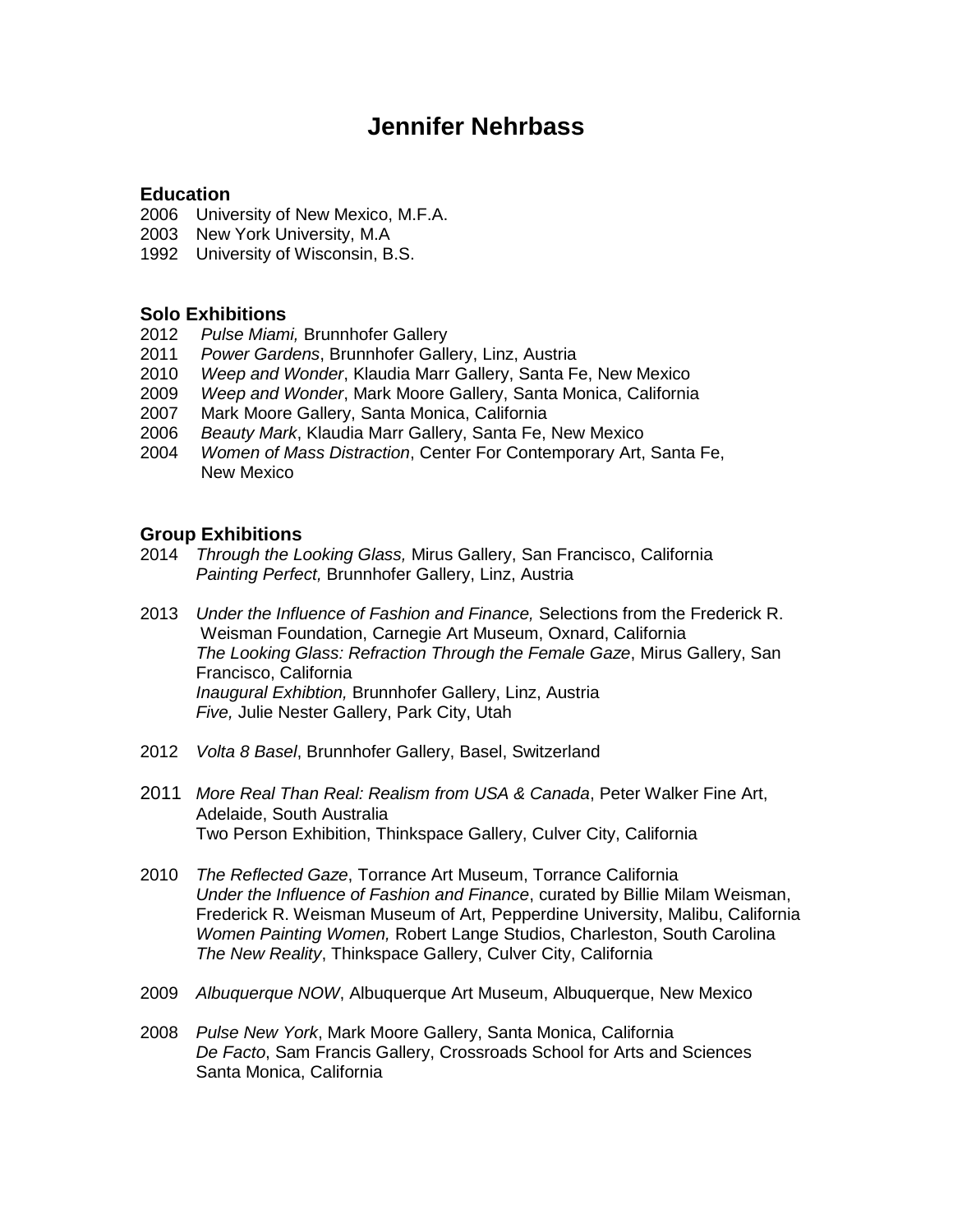# Jennifer Nehrbass

## Education

2006 University of New Mexico, M.F.A.
2003 New York University, M.A
1992 University of Wisconsin, B.S.

## Solo Exhibitions

2012 *Pulse Miami,* Brunnhofer Gallery
2011 *Power Gardens*, Brunnhofer Gallery, Linz, Austria
2010 *Weep and Wonder*, Klaudia Marr Gallery, Santa Fe, New Mexico
2009 *Weep and Wonder*, Mark Moore Gallery, Santa Monica, California
2007 Mark Moore Gallery, Santa Monica, California
2006 *Beauty Mark*, Klaudia Marr Gallery, Santa Fe, New Mexico
2004 *Women of Mass Distraction*, Center For Contemporary Art, Santa Fe, New Mexico

## Group Exhibitions

2014 *Through the Looking Glass,* Mirus Gallery, San Francisco, California
*Painting Perfect,* Brunnhofer Gallery, Linz, Austria

2013 *Under the Influence of Fashion and Finance,* Selections from the Frederick R. Weisman Foundation, Carnegie Art Museum, Oxnard, California
*The Looking Glass: Refraction Through the Female Gaze*, Mirus Gallery, San Francisco, California
*Inaugural Exhibtion,* Brunnhofer Gallery, Linz, Austria
*Five,* Julie Nester Gallery, Park City, Utah

2012 *Volta 8 Basel*, Brunnhofer Gallery, Basel, Switzerland

2011 *More Real Than Real: Realism from USA & Canada*, Peter Walker Fine Art, Adelaide, South Australia
Two Person Exhibition, Thinkspace Gallery, Culver City, California

2010 *The Reflected Gaze*, Torrance Art Museum, Torrance California
*Under the Influence of Fashion and Finance*, curated by Billie Milam Weisman, Frederick R. Weisman Museum of Art, Pepperdine University, Malibu, California
*Women Painting Women,* Robert Lange Studios, Charleston, South Carolina
*The New Reality*, Thinkspace Gallery, Culver City, California

2009 *Albuquerque NOW*, Albuquerque Art Museum, Albuquerque, New Mexico

2008 *Pulse New York*, Mark Moore Gallery, Santa Monica, California
*De Facto*, Sam Francis Gallery, Crossroads School for Arts and Sciences Santa Monica, California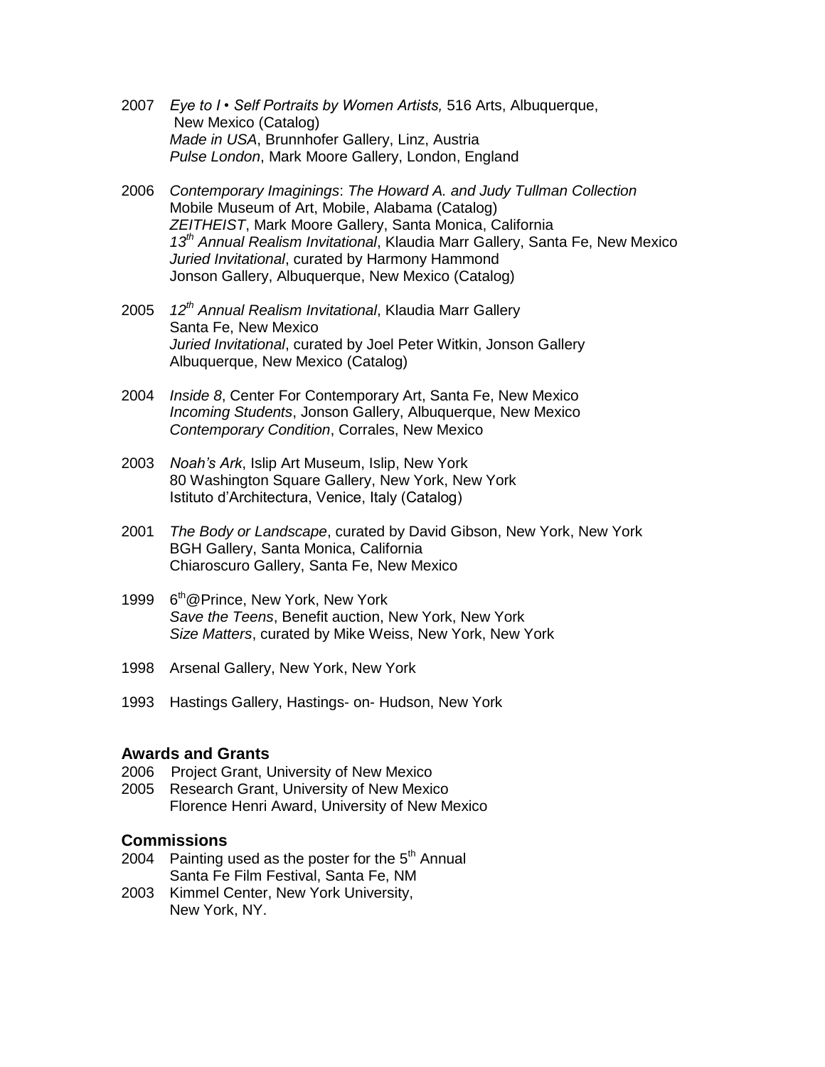2007 *Eye to I • Self Portraits by Women Artists,* 516 Arts, Albuquerque, New Mexico (Catalog)
*Made in USA*, Brunnhofer Gallery, Linz, Austria
*Pulse London*, Mark Moore Gallery, London, England

2006 *Contemporary Imaginings*: *The Howard A. and Judy Tullman Collection* Mobile Museum of Art, Mobile, Alabama (Catalog)
*ZEITHEIST*, Mark Moore Gallery, Santa Monica, California
*13th Annual Realism Invitational*, Klaudia Marr Gallery, Santa Fe, New Mexico
*Juried Invitational*, curated by Harmony Hammond Jonson Gallery, Albuquerque, New Mexico (Catalog)

2005 *12th Annual Realism Invitational*, Klaudia Marr Gallery Santa Fe, New Mexico
*Juried Invitational*, curated by Joel Peter Witkin, Jonson Gallery Albuquerque, New Mexico (Catalog)

2004 *Inside 8*, Center For Contemporary Art, Santa Fe, New Mexico
*Incoming Students*, Jonson Gallery, Albuquerque, New Mexico
*Contemporary Condition*, Corrales, New Mexico

2003 *Noah's Ark*, Islip Art Museum, Islip, New York
80 Washington Square Gallery, New York, New York
Istituto d'Architectura, Venice, Italy (Catalog)

2001 *The Body or Landscape*, curated by David Gibson, New York, New York
BGH Gallery, Santa Monica, California
Chiaroscuro Gallery, Santa Fe, New Mexico

1999 6th@Prince, New York, New York
*Save the Teens*, Benefit auction, New York, New York
*Size Matters*, curated by Mike Weiss, New York, New York

1998 Arsenal Gallery, New York, New York

1993 Hastings Gallery, Hastings- on- Hudson, New York

### Awards and Grants

2006 Project Grant, University of New Mexico
2005 Research Grant, University of New Mexico
Florence Henri Award, University of New Mexico

### Commissions

2004 Painting used as the poster for the 5th Annual Santa Fe Film Festival, Santa Fe, NM
2003 Kimmel Center, New York University, New York, NY.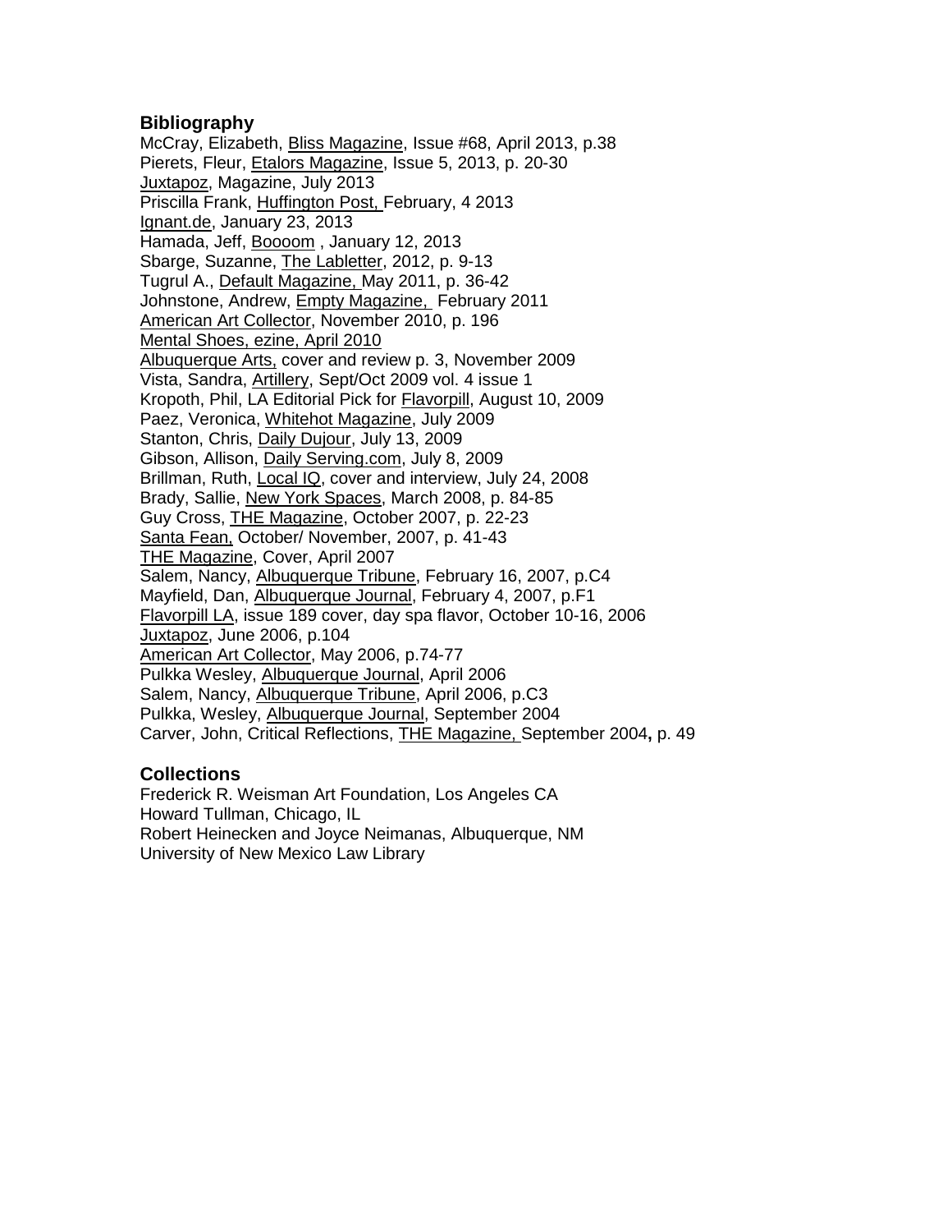## Bibliography

McCray, Elizabeth, Bliss Magazine, Issue #68, April 2013, p.38
Pierets, Fleur, Etalors Magazine, Issue 5, 2013, p. 20-30
Juxtapoz, Magazine, July 2013
Priscilla Frank, Huffington Post, February, 4 2013
Ignant.de, January 23, 2013
Hamada, Jeff, Boooom , January 12, 2013
Sbarge, Suzanne, The Labletter, 2012, p. 9-13
Tugrul A., Default Magazine, May 2011, p. 36-42
Johnstone, Andrew, Empty Magazine, February 2011
American Art Collector, November 2010, p. 196
Mental Shoes, ezine, April 2010
Albuquerque Arts, cover and review p. 3, November 2009
Vista, Sandra, Artillery, Sept/Oct 2009 vol. 4 issue 1
Kropoth, Phil, LA Editorial Pick for Flavorpill, August 10, 2009
Paez, Veronica, Whitehot Magazine, July 2009
Stanton, Chris, Daily Dujour, July 13, 2009
Gibson, Allison, Daily Serving.com, July 8, 2009
Brillman, Ruth, Local IQ, cover and interview, July 24, 2008
Brady, Sallie, New York Spaces, March 2008, p. 84-85
Guy Cross, THE Magazine, October 2007, p. 22-23
Santa Fean, October/ November, 2007, p. 41-43
THE Magazine, Cover, April 2007
Salem, Nancy, Albuquerque Tribune, February 16, 2007, p.C4
Mayfield, Dan, Albuquerque Journal, February 4, 2007, p.F1
Flavorpill LA, issue 189 cover, day spa flavor, October 10-16, 2006
Juxtapoz, June 2006, p.104
American Art Collector, May 2006, p.74-77
Pulkka Wesley, Albuquerque Journal, April 2006
Salem, Nancy, Albuquerque Tribune, April 2006, p.C3
Pulkka, Wesley, Albuquerque Journal, September 2004
Carver, John, Critical Reflections, THE Magazine, September 2004**,** p. 49

## Collections

Frederick R. Weisman Art Foundation, Los Angeles CA
Howard Tullman, Chicago, IL
Robert Heinecken and Joyce Neimanas, Albuquerque, NM
University of New Mexico Law Library